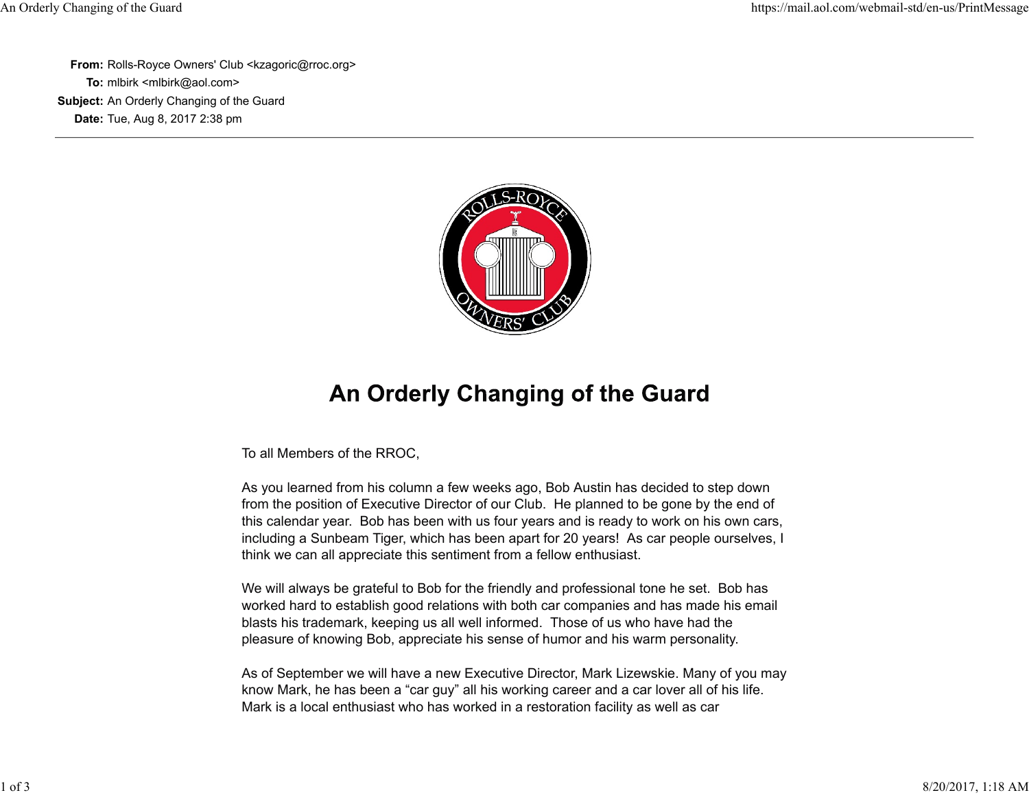**From:** Rolls-Royce Owners' Club <kzagoric@rroc.org>
**To:** mlbirk <mlbirk@aol.com>
**Subject:** An Orderly Changing of the Guard
**Date:** Tue, Aug 8, 2017 2:38 pm

---

# An Orderly Changing of the Guard

To all Members of the RROC,

As you learned from his column a few weeks ago, Bob Austin has decided to step down from the position of Executive Director of our Club. He planned to be gone by the end of this calendar year. Bob has been with us four years and is ready to work on his own cars, including a Sunbeam Tiger, which has been apart for 20 years! As car people ourselves, I think we can all appreciate this sentiment from a fellow enthusiast.

We will always be grateful to Bob for the friendly and professional tone he set. Bob has worked hard to establish good relations with both car companies and has made his email blasts his trademark, keeping us all well informed. Those of us who have had the pleasure of knowing Bob, appreciate his sense of humor and his warm personality.

As of September we will have a new Executive Director, Mark Lizewskie. Many of you may know Mark, he has been a “car guy” all his working career and a car lover all of his life. Mark is a local enthusiast who has worked in a restoration facility as well as car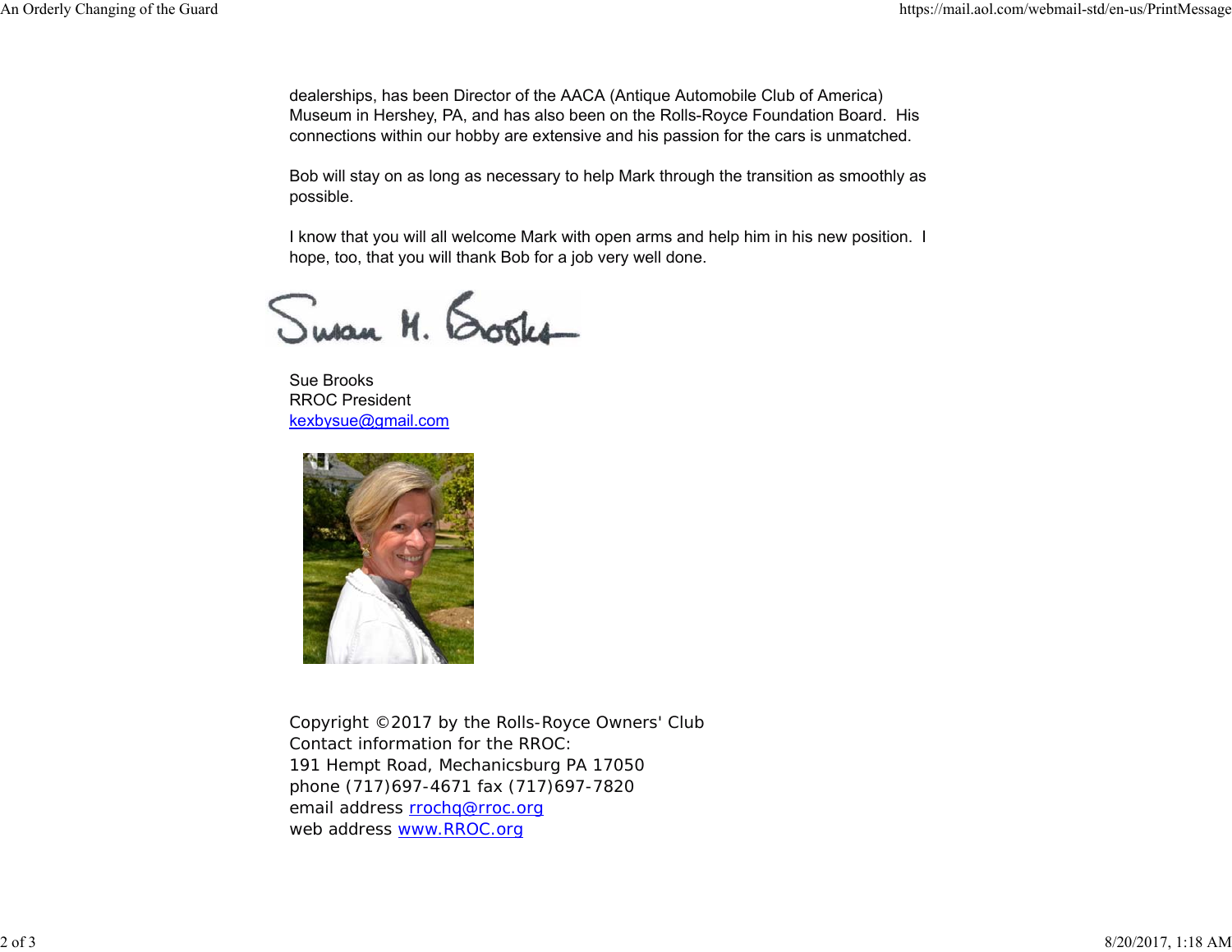dealerships, has been Director of the AACA (Antique Automobile Club of America) Museum in Hershey, PA, and has also been on the Rolls-Royce Foundation Board. His connections within our hobby are extensive and his passion for the cars is unmatched.

Bob will stay on as long as necessary to help Mark through the transition as smoothly as possible.

I know that you will all welcome Mark with open arms and help him in his new position. I hope, too, that you will thank Bob for a job very well done.

Sue Brooks  
RROC President  
kexbysue@gmail.com

Copyright ©2017 by the Rolls-Royce Owners' Club  
Contact information for the RROC:  
191 Hempt Road, Mechanicsburg PA 17050  
phone (717)697-4671 fax (717)697-7820  
email address rrochq@rroc.org  
web address www.RROC.org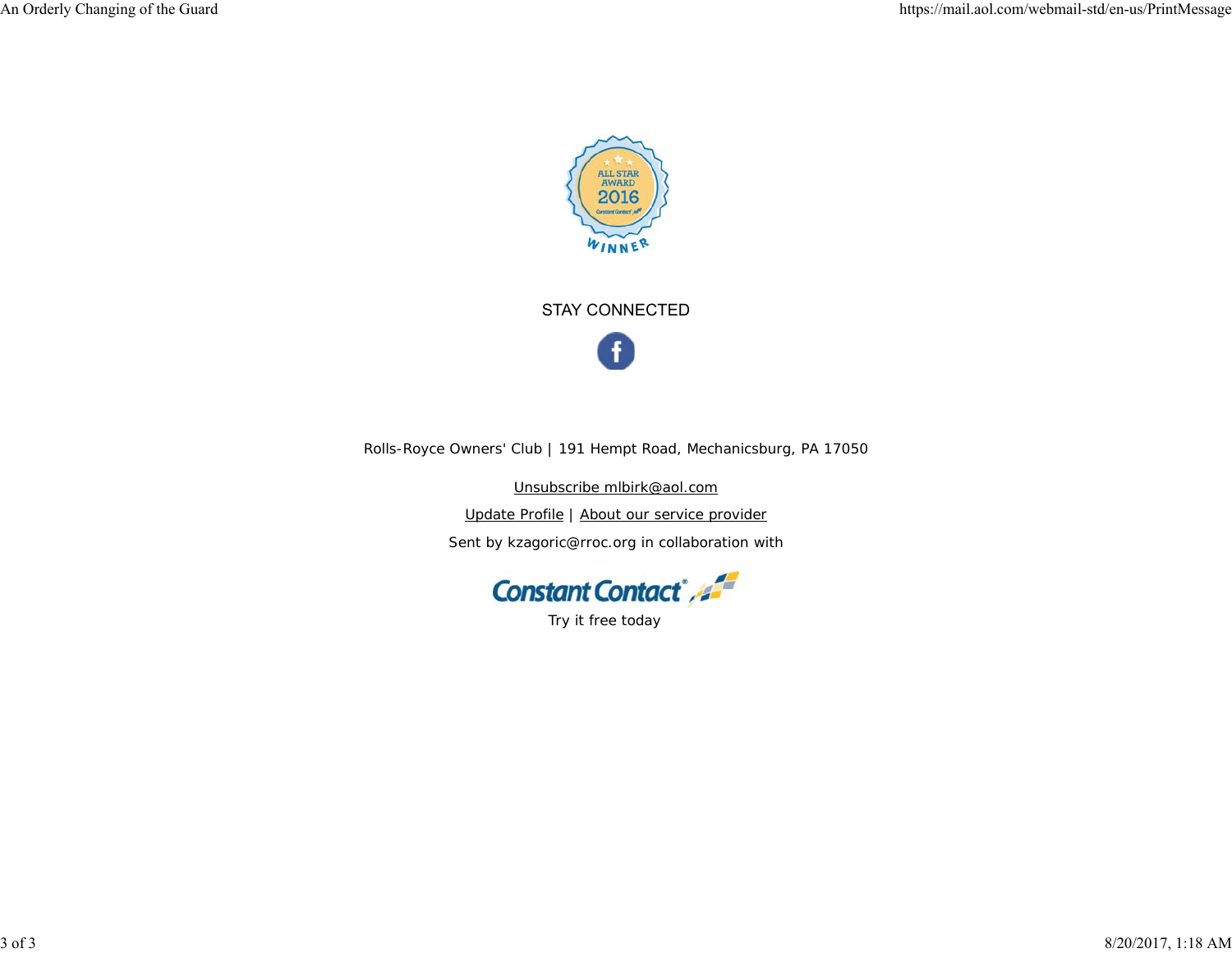STAY CONNECTED

Rolls-Royce Owners' Club | 191 Hempt Road, Mechanicsburg, PA 17050

Unsubscribe mlbirk@aol.com

Update Profile | About our service provider

Sent by kzagoric@rroc.org in collaboration with

Try it free today